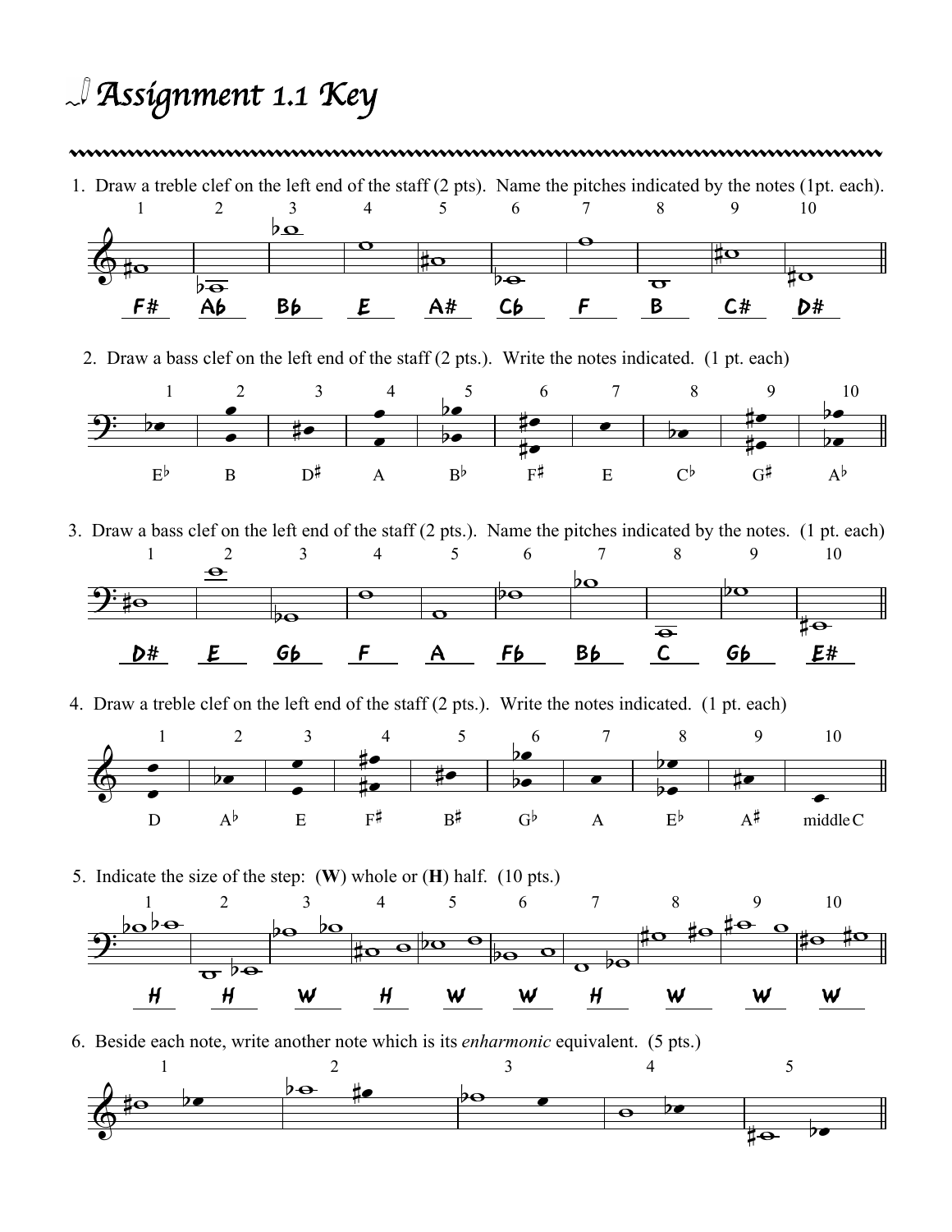# Assignment 1.1 Key

1. Draw a treble clef on the left end of the staff (2 pts). Name the pitches indicated by the notes (1pt. each).

| 1 | 2 | 3 | 4 | 5 | 6 | 7 | 8 | 9 | 10 |
|---|---|---|---|---|---|---|---|---|---|
| F# | Ab | Bb | E | A# | Cb | F | B | C# | D# |

2. Draw a bass clef on the left end of the staff (2 pts.). Write the notes indicated. (1 pt. each)

| 1 | 2 | 3 | 4 | 5 | 6 | 7 | 8 | 9 | 10 |
|---|---|---|---|---|---|---|---|---|---|
| E♭ | B | D♯ | A | B♭ | F♯ | E | C♭ | G♯ | A♭ |

3. Draw a bass clef on the left end of the staff (2 pts.). Name the pitches indicated by the notes. (1 pt. each)

| 1 | 2 | 3 | 4 | 5 | 6 | 7 | 8 | 9 | 10 |
|---|---|---|---|---|---|---|---|---|---|
| D# | E | Gb | F | A | Fb | Bb | C | Gb | E# |

4. Draw a treble clef on the left end of the staff (2 pts.). Write the notes indicated. (1 pt. each)

| 1 | 2 | 3 | 4 | 5 | 6 | 7 | 8 | 9 | 10 |
|---|---|---|---|---|---|---|---|---|---|
| D | A♭ | E | F♯ | B♯ | G♭ | A | E♭ | A♯ | middle C |

5. Indicate the size of the step: (**W**) whole or (**H**) half. (10 pts.)

| 1 | 2 | 3 | 4 | 5 | 6 | 7 | 8 | 9 | 10 |
|---|---|---|---|---|---|---|---|---|---|
| H | H | W | H | W | W | H | W | W | W |

6. Beside each note, write another note which is its *enharmonic* equivalent. (5 pts.)

1 2 3 4 5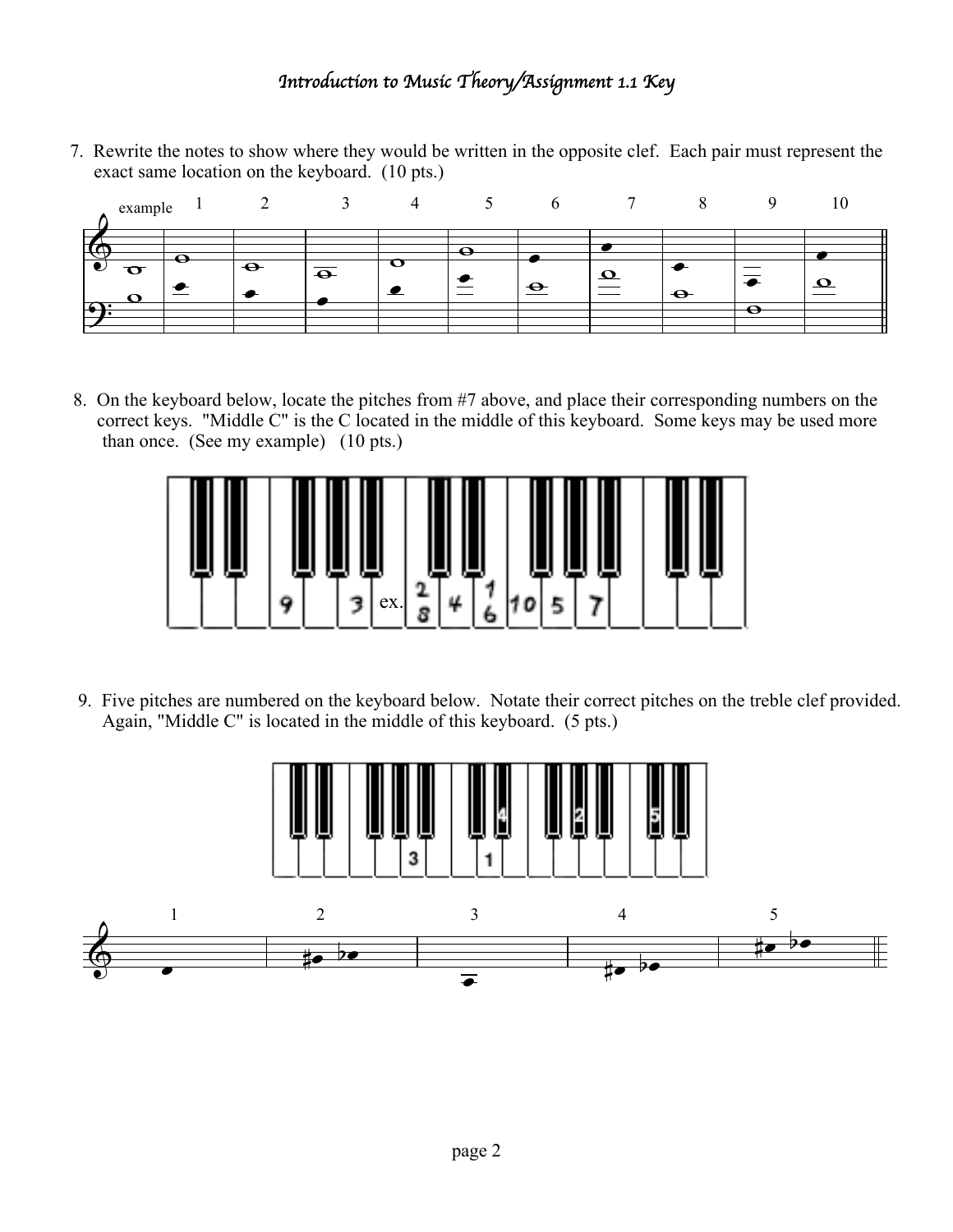# Introduction to Music Theory/Assignment 1.1 Key

7. Rewrite the notes to show where they would be written in the opposite clef. Each pair must represent the exact same location on the keyboard. (10 pts.)

example 1 2 3 4 5 6 7 8 9 10

8. On the keyboard below, locate the pitches from #7 above, and place their corresponding numbers on the correct keys. "Middle C" is the C located in the middle of this keyboard. Some keys may be used more than once. (See my example) (10 pts.)

9 3 ex. 2 8 4 1 6 10 5 7

9. Five pitches are numbered on the keyboard below. Notate their correct pitches on the treble clef provided. Again, "Middle C" is located in the middle of this keyboard. (5 pts.)

1 2 3 4 5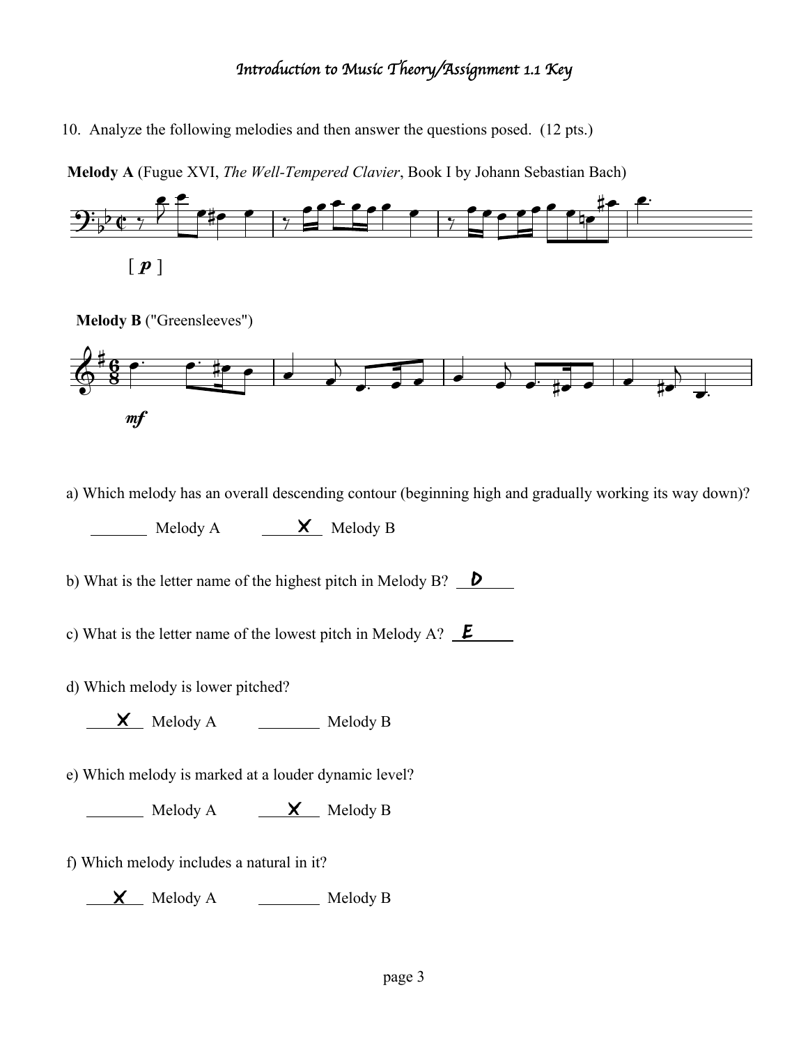# *Introduction to Music Theory/Assignment 1.1 Key*

10. Analyze the following melodies and then answer the questions posed. (12 pts.)

**Melody A** (Fugue XVI, *The Well-Tempered Clavier*, Book I by Johann Sebastian Bach)

[ *p* ]

**Melody B** ("Greensleeves")

*mf*

a) Which melody has an overall descending contour (beginning high and gradually working its way down)?

_______ Melody A ___X___ Melody B

b) What is the letter name of the highest pitch in Melody B? __D__

c) What is the letter name of the lowest pitch in Melody A? __E__

d) Which melody is lower pitched?

___X___ Melody A _______ Melody B

e) Which melody is marked at a louder dynamic level?

_______ Melody A ___X___ Melody B

f) Which melody includes a natural in it?

___X___ Melody A _______ Melody B